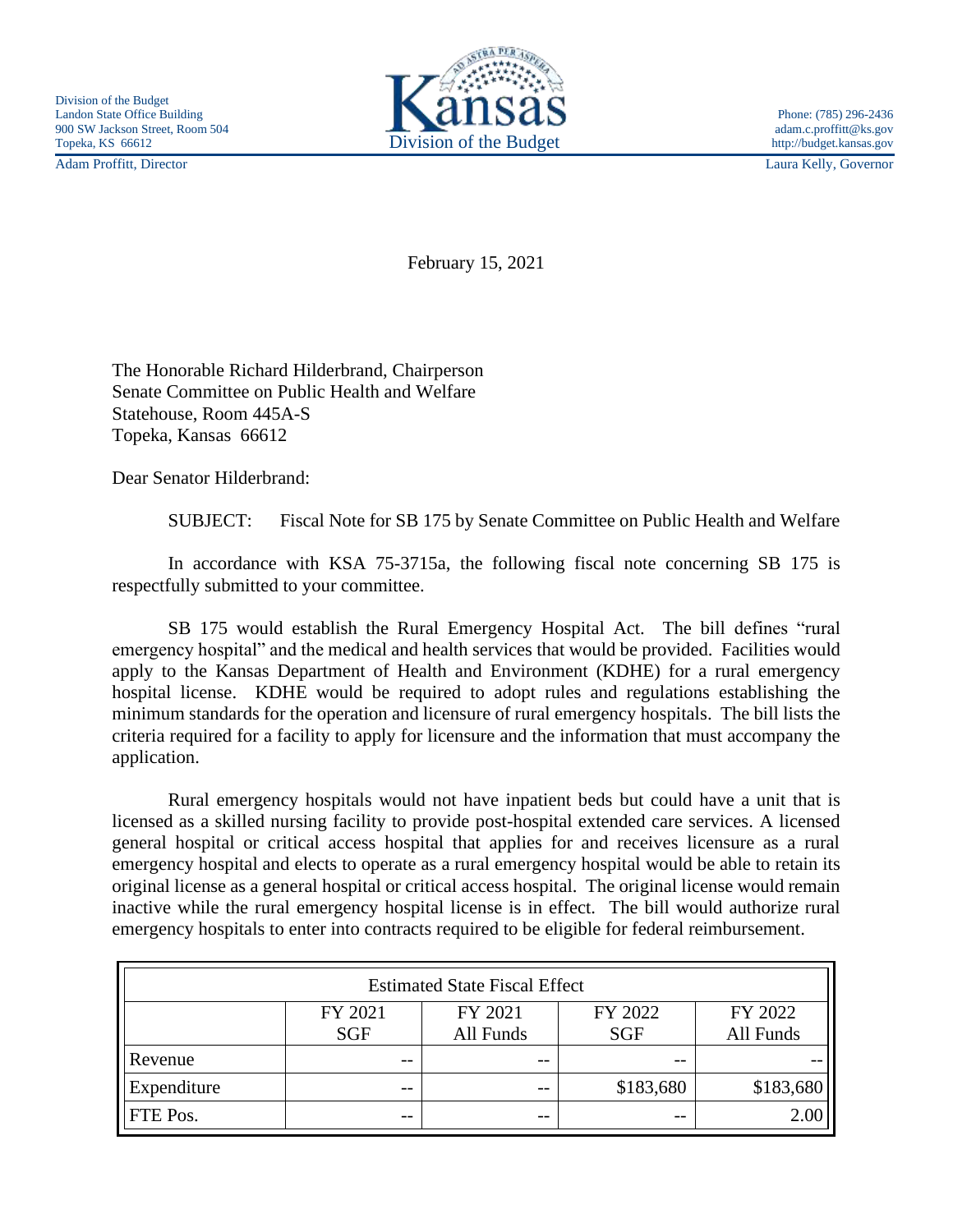Division of the Budget
Landon State Office Building
900 SW Jackson Street, Room 504
Topeka, KS 66612

Kansas
Division of the Budget

Phone: (785) 296-2436
adam.c.proffitt@ks.gov
http://budget.kansas.gov

Adam Proffitt, Director

Laura Kelly, Governor

February 15, 2021

The Honorable Richard Hilderbrand, Chairperson
Senate Committee on Public Health and Welfare
Statehouse, Room 445A-S
Topeka, Kansas 66612

Dear Senator Hilderbrand:

SUBJECT: Fiscal Note for SB 175 by Senate Committee on Public Health and Welfare

In accordance with KSA 75-3715a, the following fiscal note concerning SB 175 is respectfully submitted to your committee.

SB 175 would establish the Rural Emergency Hospital Act. The bill defines "rural emergency hospital" and the medical and health services that would be provided. Facilities would apply to the Kansas Department of Health and Environment (KDHE) for a rural emergency hospital license. KDHE would be required to adopt rules and regulations establishing the minimum standards for the operation and licensure of rural emergency hospitals. The bill lists the criteria required for a facility to apply for licensure and the information that must accompany the application.

Rural emergency hospitals would not have inpatient beds but could have a unit that is licensed as a skilled nursing facility to provide post-hospital extended care services. A licensed general hospital or critical access hospital that applies for and receives licensure as a rural emergency hospital and elects to operate as a rural emergency hospital would be able to retain its original license as a general hospital or critical access hospital. The original license would remain inactive while the rural emergency hospital license is in effect. The bill would authorize rural emergency hospitals to enter into contracts required to be eligible for federal reimbursement.

| Estimated State Fiscal Effect | | | | |
|---|---|---|---|---|
| | FY 2021 SGF | FY 2021 All Funds | FY 2022 SGF | FY 2022 All Funds |
| Revenue | -- | -- | -- | -- |
| Expenditure | -- | -- | $183,680 | $183,680 |
| FTE Pos. | -- | -- | -- | 2.00 |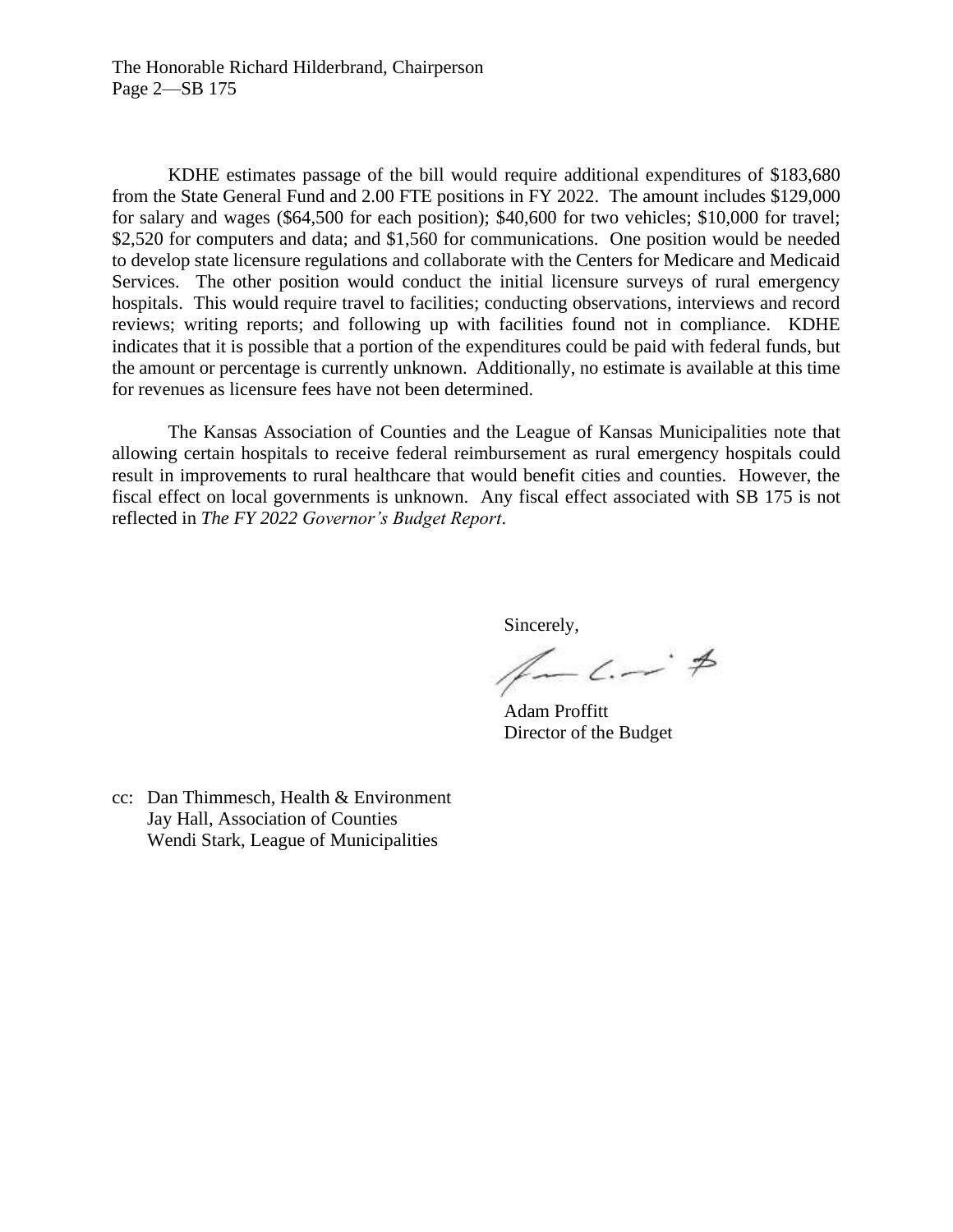KDHE estimates passage of the bill would require additional expenditures of $183,680 from the State General Fund and 2.00 FTE positions in FY 2022. The amount includes $129,000 for salary and wages ($64,500 for each position); $40,600 for two vehicles; $10,000 for travel; $2,520 for computers and data; and $1,560 for communications. One position would be needed to develop state licensure regulations and collaborate with the Centers for Medicare and Medicaid Services. The other position would conduct the initial licensure surveys of rural emergency hospitals. This would require travel to facilities; conducting observations, interviews and record reviews; writing reports; and following up with facilities found not in compliance. KDHE indicates that it is possible that a portion of the expenditures could be paid with federal funds, but the amount or percentage is currently unknown. Additionally, no estimate is available at this time for revenues as licensure fees have not been determined.

The Kansas Association of Counties and the League of Kansas Municipalities note that allowing certain hospitals to receive federal reimbursement as rural emergency hospitals could result in improvements to rural healthcare that would benefit cities and counties. However, the fiscal effect on local governments is unknown. Any fiscal effect associated with SB 175 is not reflected in *The FY 2022 Governor's Budget Report*.

Sincerely,

Adam Proffitt
Director of the Budget

cc: Dan Thimmesch, Health & Environment
Jay Hall, Association of Counties
Wendi Stark, League of Municipalities